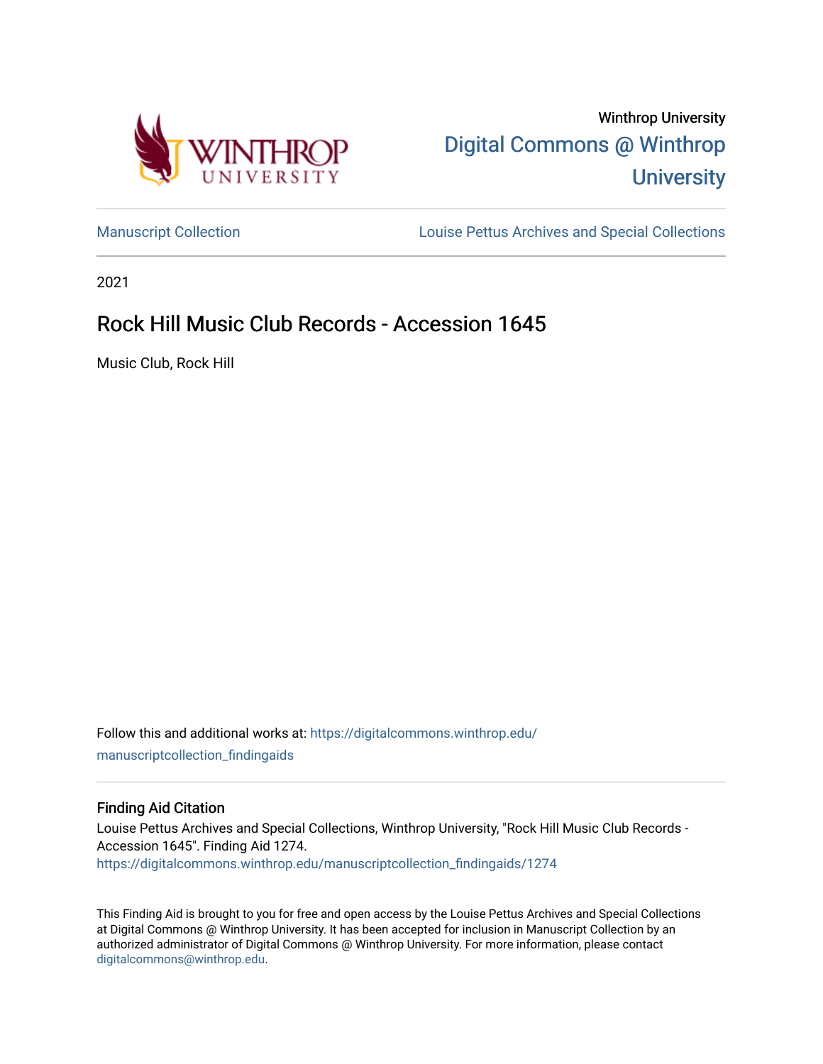Winthrop University

[Digital Commons @ Winthrop University](https://digitalcommons.winthrop.edu/)

[Manuscript Collection](https://digitalcommons.winthrop.edu/manuscriptcollection_findingaids) | [Louise Pettus Archives and Special Collections](https://digitalcommons.winthrop.edu/pettus_archives)

2021

# Rock Hill Music Club Records - Accession 1645

Music Club, Rock Hill

Follow this and additional works at: https://digitalcommons.winthrop.edu/manuscriptcollection_findingaids

## Finding Aid Citation

Louise Pettus Archives and Special Collections, Winthrop University, "Rock Hill Music Club Records - Accession 1645". Finding Aid 1274.
https://digitalcommons.winthrop.edu/manuscriptcollection_findingaids/1274

This Finding Aid is brought to you for free and open access by the Louise Pettus Archives and Special Collections at Digital Commons @ Winthrop University. It has been accepted for inclusion in Manuscript Collection by an authorized administrator of Digital Commons @ Winthrop University. For more information, please contact digitalcommons@winthrop.edu.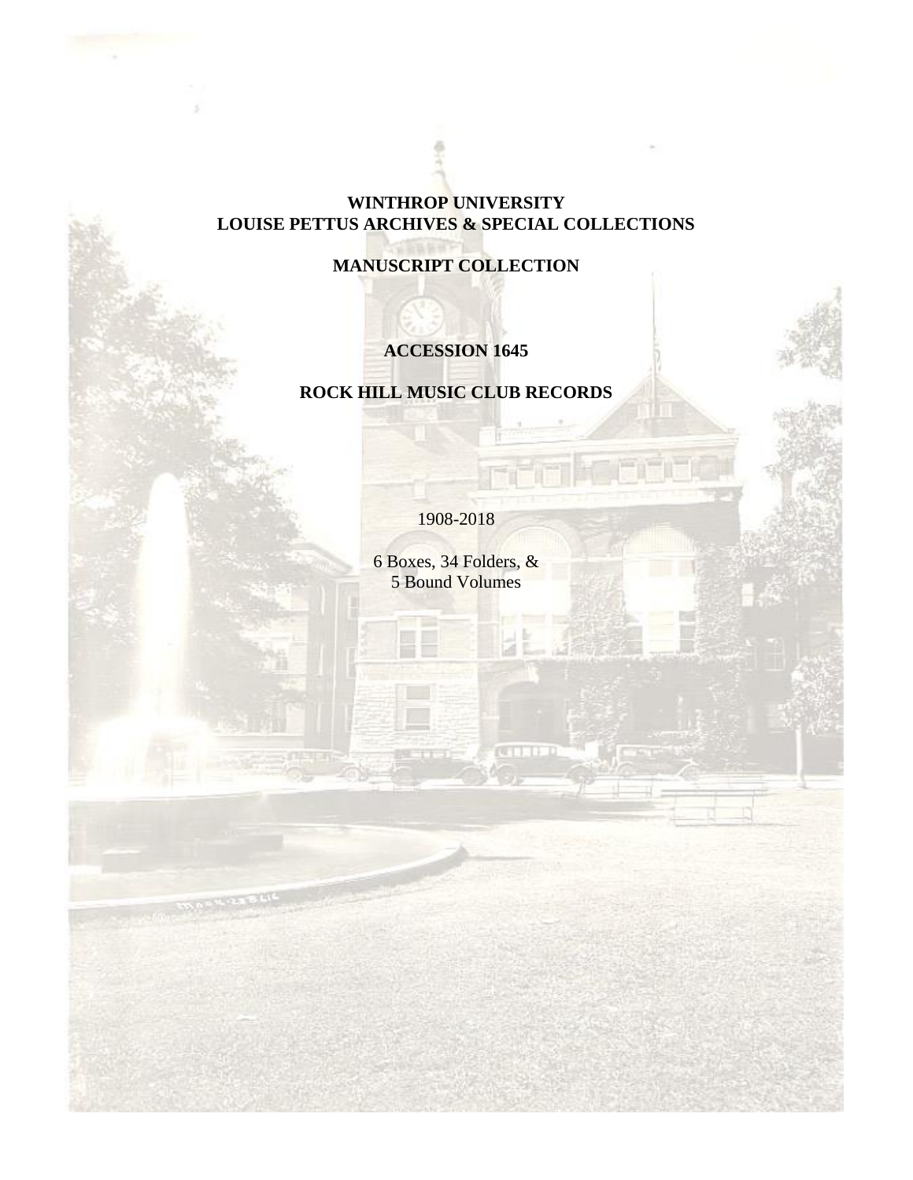**WINTHROP UNIVERSITY**
**LOUISE PETTUS ARCHIVES & SPECIAL COLLECTIONS**

**MANUSCRIPT COLLECTION**

**ACCESSION 1645**

**ROCK HILL MUSIC CLUB RECORDS**

1908-2018

6 Boxes, 34 Folders, &
5 Bound Volumes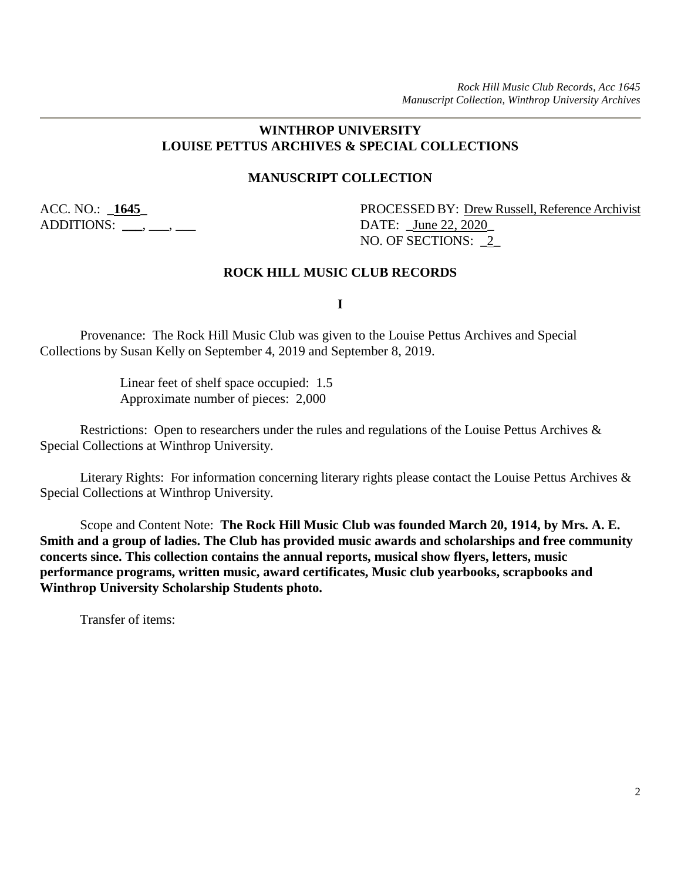## WINTHROP UNIVERSITY
## LOUISE PETTUS ARCHIVES & SPECIAL COLLECTIONS

### MANUSCRIPT COLLECTION

ACC. NO.: _**1645**_
ADDITIONS: ___, ___, ___

PROCESSED BY: Drew Russell, Reference Archivist
DATE: _June 22, 2020_
NO. OF SECTIONS: _2_

### ROCK HILL MUSIC CLUB RECORDS

**I**

Provenance: The Rock Hill Music Club was given to the Louise Pettus Archives and Special Collections by Susan Kelly on September 4, 2019 and September 8, 2019.

Linear feet of shelf space occupied: 1.5
Approximate number of pieces: 2,000

Restrictions: Open to researchers under the rules and regulations of the Louise Pettus Archives & Special Collections at Winthrop University.

Literary Rights: For information concerning literary rights please contact the Louise Pettus Archives & Special Collections at Winthrop University.

Scope and Content Note: **The Rock Hill Music Club was founded March 20, 1914, by Mrs. A. E. Smith and a group of ladies. The Club has provided music awards and scholarships and free community concerts since. This collection contains the annual reports, musical show flyers, letters, music performance programs, written music, award certificates, Music club yearbooks, scrapbooks and Winthrop University Scholarship Students photo.**

Transfer of items: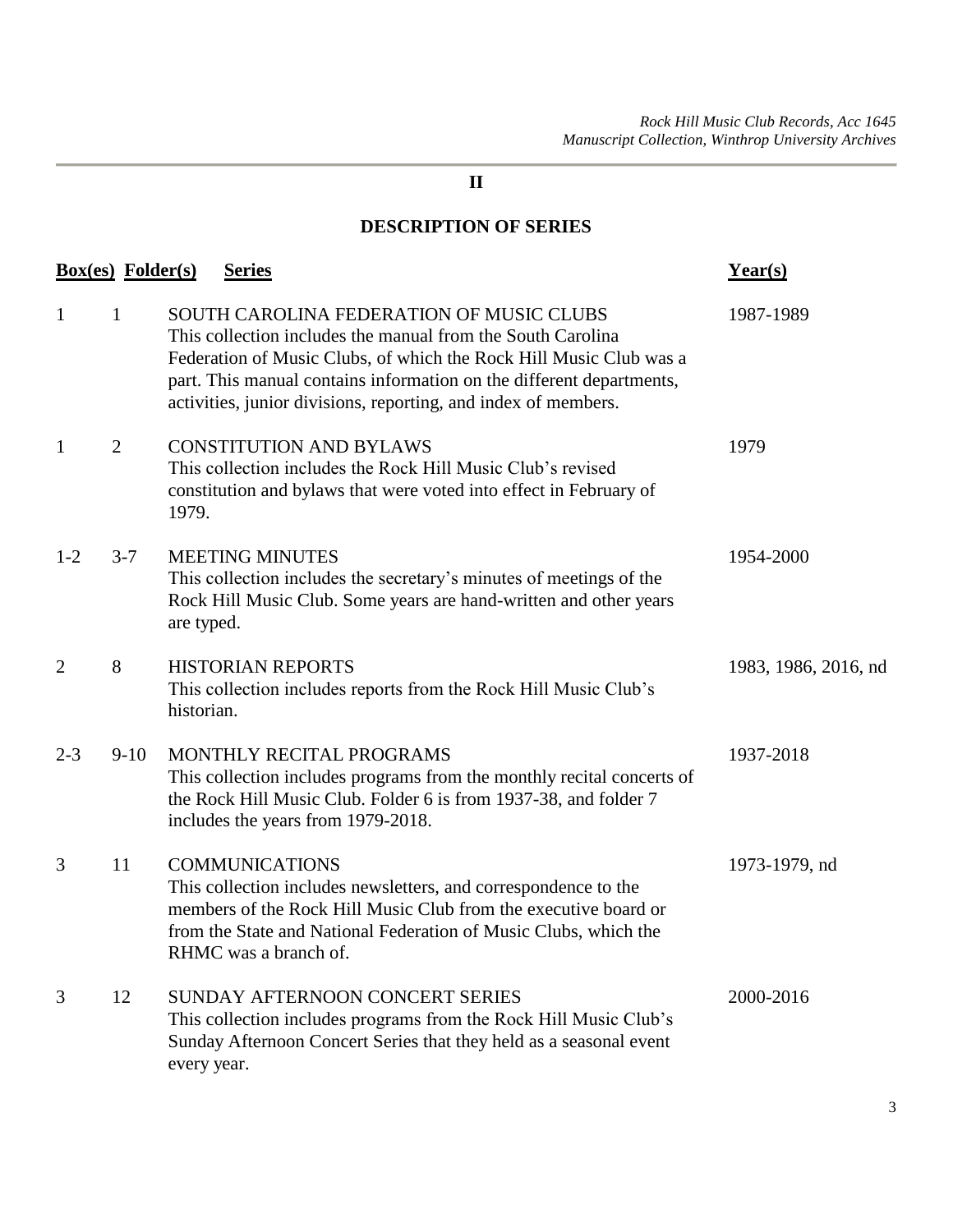## II

## DESCRIPTION OF SERIES

| Box(es) | Folder(s) | Series | Year(s) |
|---|---|---|---|
| 1 | 1 | SOUTH CAROLINA FEDERATION OF MUSIC CLUBS<br>This collection includes the manual from the South Carolina Federation of Music Clubs, of which the Rock Hill Music Club was a part. This manual contains information on the different departments, activities, junior divisions, reporting, and index of members. | 1987-1989 |
| 1 | 2 | CONSTITUTION AND BYLAWS<br>This collection includes the Rock Hill Music Club's revised constitution and bylaws that were voted into effect in February of 1979. | 1979 |
| 1-2 | 3-7 | MEETING MINUTES<br>This collection includes the secretary's minutes of meetings of the Rock Hill Music Club. Some years are hand-written and other years are typed. | 1954-2000 |
| 2 | 8 | HISTORIAN REPORTS<br>This collection includes reports from the Rock Hill Music Club's historian. | 1983, 1986, 2016, nd |
| 2-3 | 9-10 | MONTHLY RECITAL PROGRAMS<br>This collection includes programs from the monthly recital concerts of the Rock Hill Music Club. Folder 6 is from 1937-38, and folder 7 includes the years from 1979-2018. | 1937-2018 |
| 3 | 11 | COMMUNICATIONS<br>This collection includes newsletters, and correspondence to the members of the Rock Hill Music Club from the executive board or from the State and National Federation of Music Clubs, which the RHMC was a branch of. | 1973-1979, nd |
| 3 | 12 | SUNDAY AFTERNOON CONCERT SERIES<br>This collection includes programs from the Rock Hill Music Club's Sunday Afternoon Concert Series that they held as a seasonal event every year. | 2000-2016 |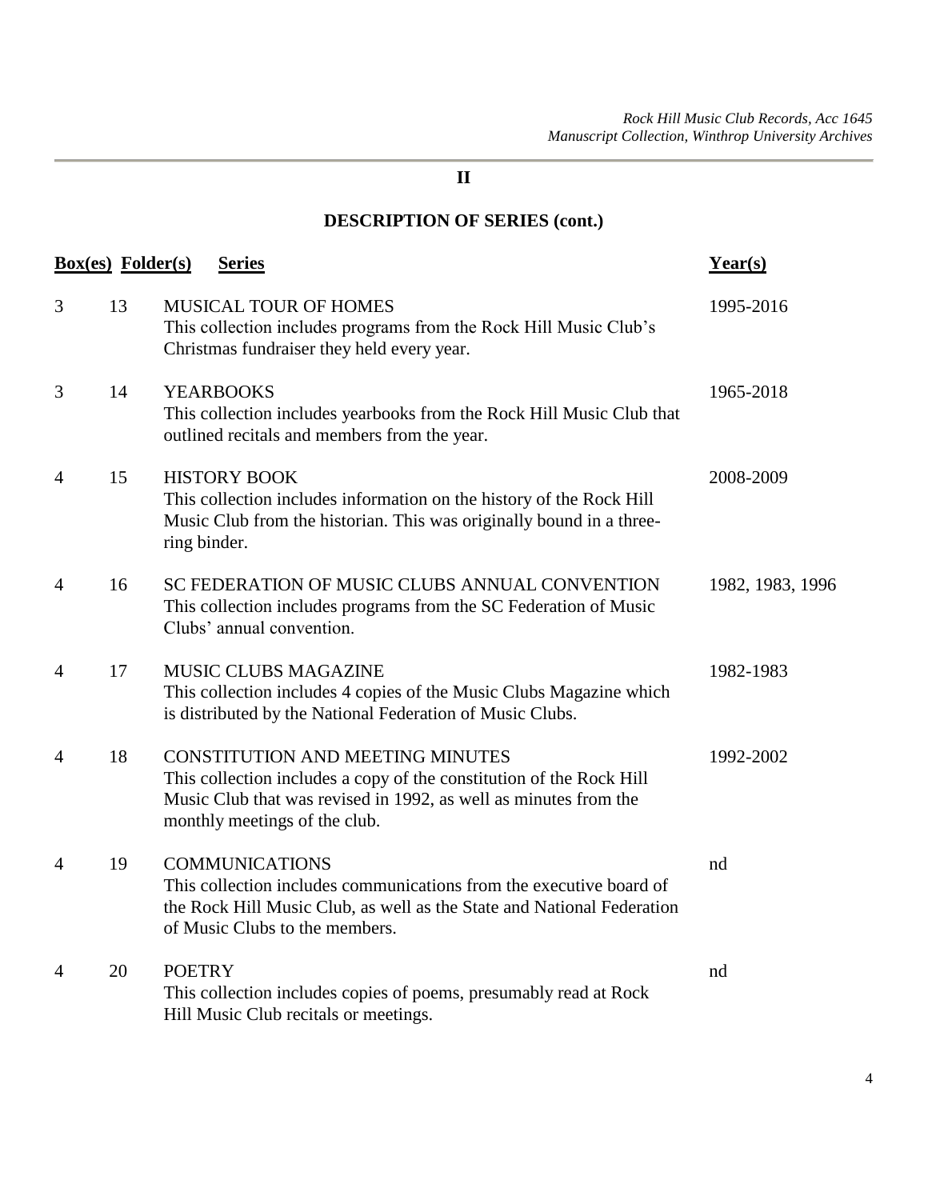## II

## DESCRIPTION OF SERIES (cont.)

| Box(es) | Folder(s) | Series | Year(s) |
| --- | --- | --- | --- |
| 3 | 13 | MUSICAL TOUR OF HOMES<br>This collection includes programs from the Rock Hill Music Club's Christmas fundraiser they held every year. | 1995-2016 |
| 3 | 14 | YEARBOOKS<br>This collection includes yearbooks from the Rock Hill Music Club that outlined recitals and members from the year. | 1965-2018 |
| 4 | 15 | HISTORY BOOK<br>This collection includes information on the history of the Rock Hill Music Club from the historian. This was originally bound in a three-ring binder. | 2008-2009 |
| 4 | 16 | SC FEDERATION OF MUSIC CLUBS ANNUAL CONVENTION<br>This collection includes programs from the SC Federation of Music Clubs' annual convention. | 1982, 1983, 1996 |
| 4 | 17 | MUSIC CLUBS MAGAZINE<br>This collection includes 4 copies of the Music Clubs Magazine which is distributed by the National Federation of Music Clubs. | 1982-1983 |
| 4 | 18 | CONSTITUTION AND MEETING MINUTES<br>This collection includes a copy of the constitution of the Rock Hill Music Club that was revised in 1992, as well as minutes from the monthly meetings of the club. | 1992-2002 |
| 4 | 19 | COMMUNICATIONS<br>This collection includes communications from the executive board of the Rock Hill Music Club, as well as the State and National Federation of Music Clubs to the members. | nd |
| 4 | 20 | POETRY<br>This collection includes copies of poems, presumably read at Rock Hill Music Club recitals or meetings. | nd |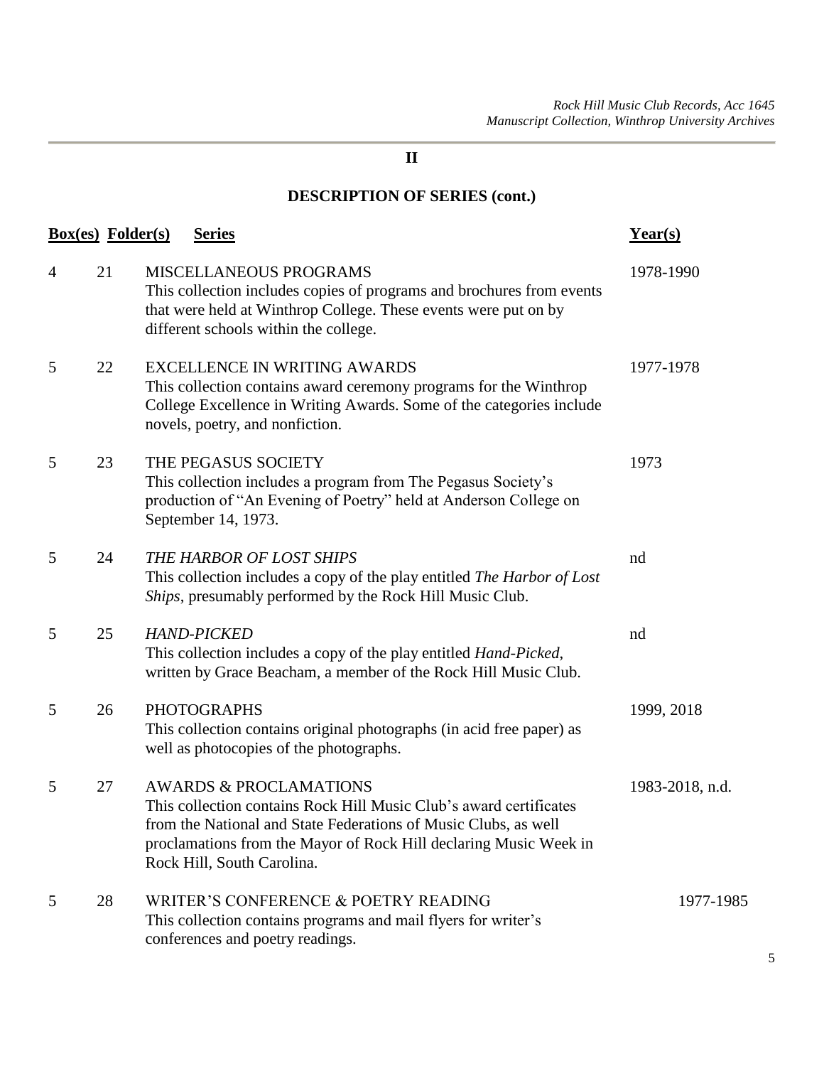## II

## DESCRIPTION OF SERIES (cont.)

| Box(es) | Folder(s) | Series | Year(s) |
|---|---|---|---|
| 4 | 21 | MISCELLANEOUS PROGRAMS<br>This collection includes copies of programs and brochures from events that were held at Winthrop College. These events were put on by different schools within the college. | 1978-1990 |
| 5 | 22 | EXCELLENCE IN WRITING AWARDS<br>This collection contains award ceremony programs for the Winthrop College Excellence in Writing Awards. Some of the categories include novels, poetry, and nonfiction. | 1977-1978 |
| 5 | 23 | THE PEGASUS SOCIETY<br>This collection includes a program from The Pegasus Society's production of "An Evening of Poetry" held at Anderson College on September 14, 1973. | 1973 |
| 5 | 24 | *THE HARBOR OF LOST SHIPS*<br>This collection includes a copy of the play entitled *The Harbor of Lost Ships*, presumably performed by the Rock Hill Music Club. | nd |
| 5 | 25 | *HAND-PICKED*<br>This collection includes a copy of the play entitled *Hand-Picked*, written by Grace Beacham, a member of the Rock Hill Music Club. | nd |
| 5 | 26 | PHOTOGRAPHS<br>This collection contains original photographs (in acid free paper) as well as photocopies of the photographs. | 1999, 2018 |
| 5 | 27 | AWARDS & PROCLAMATIONS<br>This collection contains Rock Hill Music Club's award certificates from the National and State Federations of Music Clubs, as well proclamations from the Mayor of Rock Hill declaring Music Week in Rock Hill, South Carolina. | 1983-2018, n.d. |
| 5 | 28 | WRITER'S CONFERENCE & POETRY READING<br>This collection contains programs and mail flyers for writer's conferences and poetry readings. | 1977-1985 |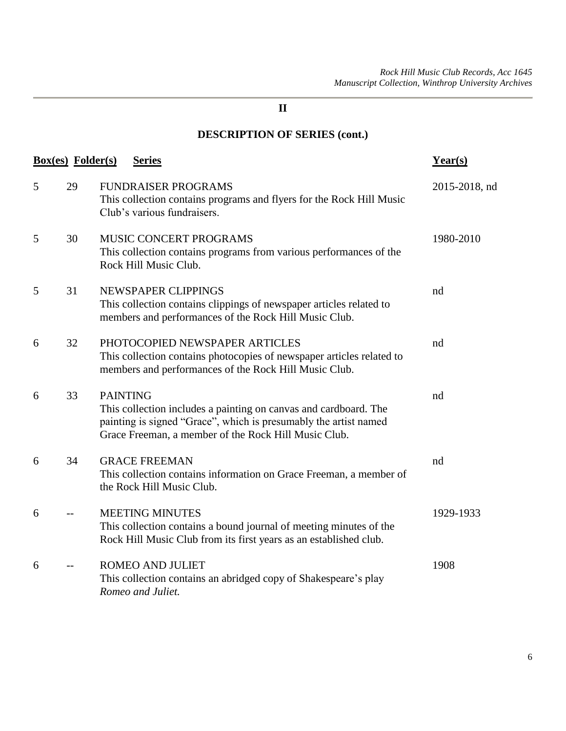## II

## DESCRIPTION OF SERIES (cont.)

| Box(es) | Folder(s) | Series | Year(s) |
|---|---|---|---|
| 5 | 29 | FUNDRAISER PROGRAMS<br>This collection contains programs and flyers for the Rock Hill Music Club's various fundraisers. | 2015-2018, nd |
| 5 | 30 | MUSIC CONCERT PROGRAMS<br>This collection contains programs from various performances of the Rock Hill Music Club. | 1980-2010 |
| 5 | 31 | NEWSPAPER CLIPPINGS<br>This collection contains clippings of newspaper articles related to members and performances of the Rock Hill Music Club. | nd |
| 6 | 32 | PHOTOCOPIED NEWSPAPER ARTICLES<br>This collection contains photocopies of newspaper articles related to members and performances of the Rock Hill Music Club. | nd |
| 6 | 33 | PAINTING<br>This collection includes a painting on canvas and cardboard. The painting is signed "Grace", which is presumably the artist named Grace Freeman, a member of the Rock Hill Music Club. | nd |
| 6 | 34 | GRACE FREEMAN<br>This collection contains information on Grace Freeman, a member of the Rock Hill Music Club. | nd |
| 6 | -- | MEETING MINUTES<br>This collection contains a bound journal of meeting minutes of the Rock Hill Music Club from its first years as an established club. | 1929-1933 |
| 6 | -- | ROMEO AND JULIET<br>This collection contains an abridged copy of Shakespeare's play *Romeo and Juliet.* | 1908 |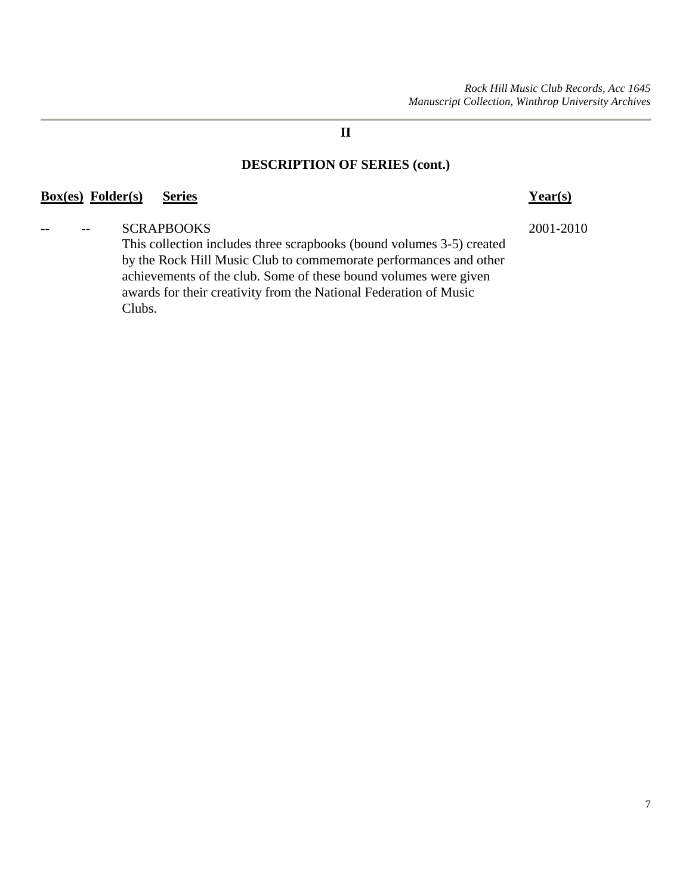## II

## DESCRIPTION OF SERIES (cont.)

| Box(es) | Folder(s) | Series | Year(s) |
|---|---|---|---|
| -- | -- | SCRAPBOOKS<br>This collection includes three scrapbooks (bound volumes 3-5) created by the Rock Hill Music Club to commemorate performances and other achievements of the club. Some of these bound volumes were given awards for their creativity from the National Federation of Music Clubs. | 2001-2010 |